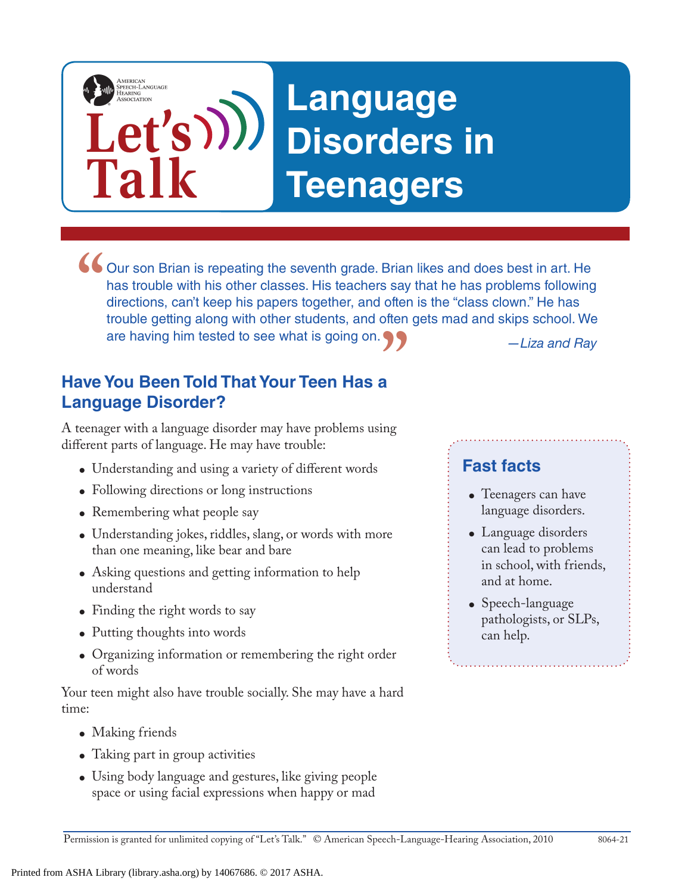# Language Disorders in Teenagers

*Let's Talk* — American Speech-Language-Hearing Association

> "Our son Brian is repeating the seventh grade. Brian likes and does best in art. He has trouble with his other classes. His teachers say that he has problems following directions, can't keep his papers together, and often is the "class clown." He has trouble getting along with other students, and often gets mad and skips school. We are having him tested to see what is going on."
>
> *—Liza and Ray*

## Have You Been Told That Your Teen Has a Language Disorder?

A teenager with a language disorder may have problems using different parts of language. He may have trouble:

- Understanding and using a variety of different words
- Following directions or long instructions
- Remembering what people say
- Understanding jokes, riddles, slang, or words with more than one meaning, like bear and bare
- Asking questions and getting information to help understand
- Finding the right words to say
- Putting thoughts into words
- Organizing information or remembering the right order of words

Your teen might also have trouble socially. She may have a hard time:

- Making friends
- Taking part in group activities
- Using body language and gestures, like giving people space or using facial expressions when happy or mad

### Fast facts

- Teenagers can have language disorders.
- Language disorders can lead to problems in school, with friends, and at home.
- Speech-language pathologists, or SLPs, can help.

Permission is granted for unlimited copying of "Let's Talk." © American Speech-Language-Hearing Association, 2010 8064-21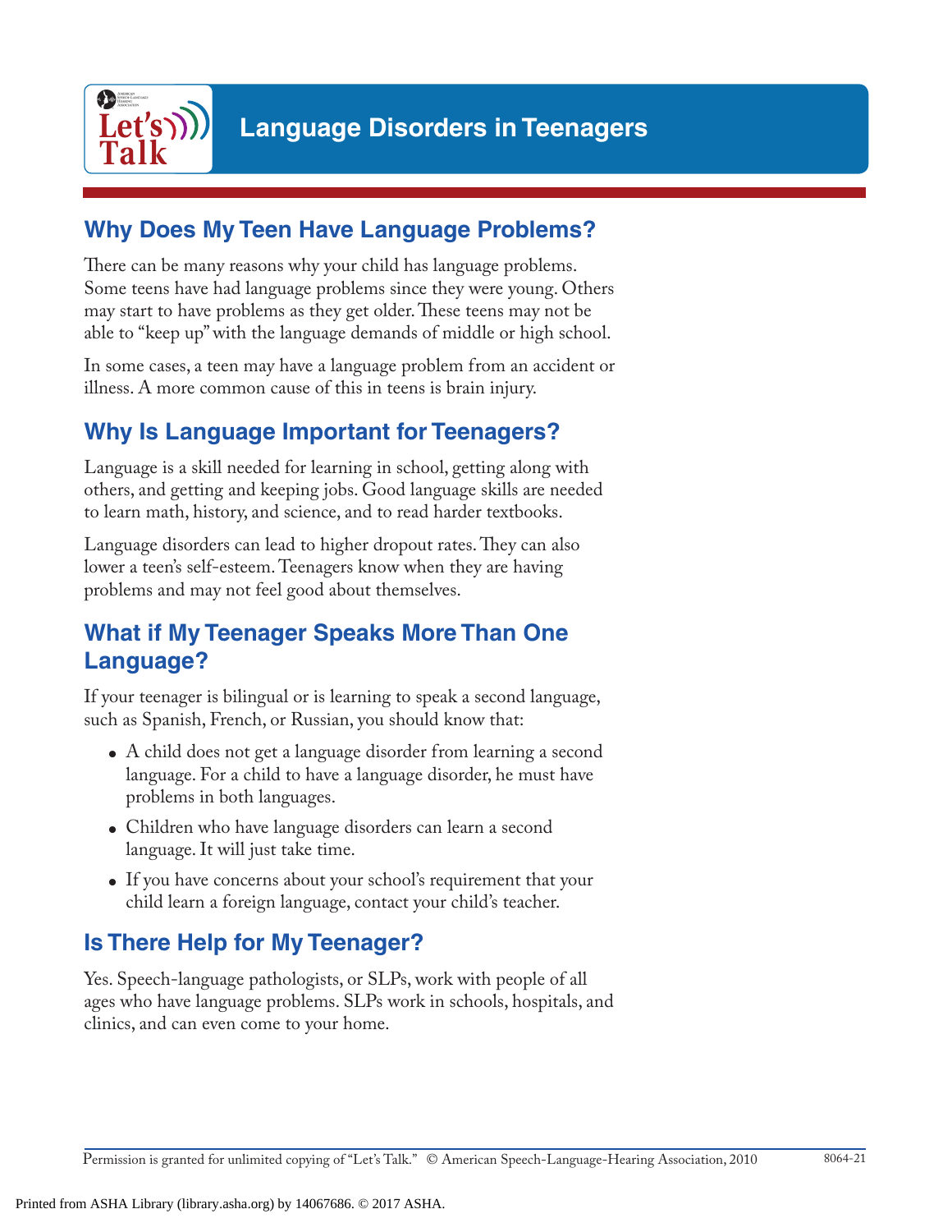# Language Disorders in Teenagers

## Why Does My Teen Have Language Problems?

There can be many reasons why your child has language problems. Some teens have had language problems since they were young. Others may start to have problems as they get older. These teens may not be able to "keep up" with the language demands of middle or high school.

In some cases, a teen may have a language problem from an accident or illness. A more common cause of this in teens is brain injury.

## Why Is Language Important for Teenagers?

Language is a skill needed for learning in school, getting along with others, and getting and keeping jobs. Good language skills are needed to learn math, history, and science, and to read harder textbooks.

Language disorders can lead to higher dropout rates. They can also lower a teen's self-esteem. Teenagers know when they are having problems and may not feel good about themselves.

## What if My Teenager Speaks More Than One Language?

If your teenager is bilingual or is learning to speak a second language, such as Spanish, French, or Russian, you should know that:

- A child does not get a language disorder from learning a second language. For a child to have a language disorder, he must have problems in both languages.
- Children who have language disorders can learn a second language. It will just take time.
- If you have concerns about your school's requirement that your child learn a foreign language, contact your child's teacher.

## Is There Help for My Teenager?

Yes. Speech-language pathologists, or SLPs, work with people of all ages who have language problems. SLPs work in schools, hospitals, and clinics, and can even come to your home.

Permission is granted for unlimited copying of "Let's Talk." © American Speech-Language-Hearing Association, 2010 8064-21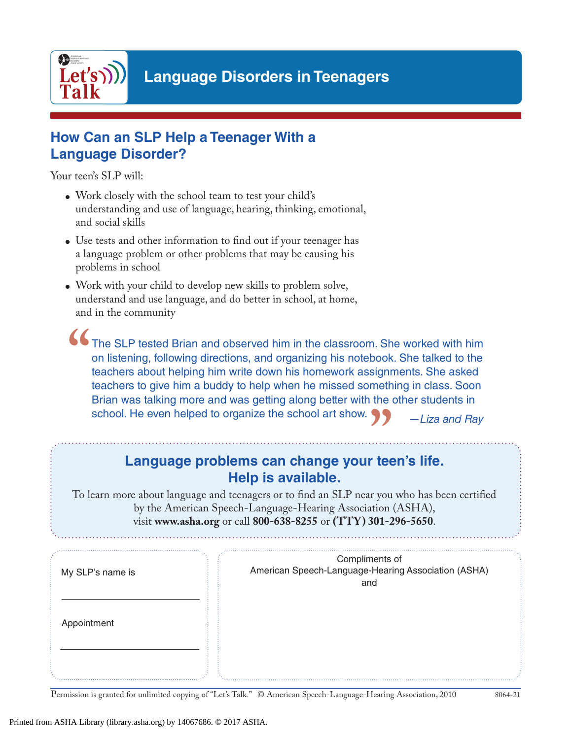## How Can an SLP Help a Teenager With a Language Disorder?

Your teen's SLP will:

- Work closely with the school team to test your child's understanding and use of language, hearing, thinking, emotional, and social skills
- Use tests and other information to find out if your teenager has a language problem or other problems that may be causing his problems in school
- Work with your child to develop new skills to problem solve, understand and use language, and do better in school, at home, and in the community

> "The SLP tested Brian and observed him in the classroom. She worked with him on listening, following directions, and organizing his notebook. She talked to the teachers about helping him write down his homework assignments. She asked teachers to give him a buddy to help when he missed something in class. Soon Brian was talking more and was getting along better with the other students in school. He even helped to organize the school art show."
>
> *—Liza and Ray*

### Language problems can change your teen's life. Help is available.

To learn more about language and teenagers or to find an SLP near you who has been certified by the American Speech-Language-Hearing Association (ASHA), visit **www.asha.org** or call **800-638-8255** or **(TTY) 301-296-5650**.

My SLP's name is ______________________

Appointment ______________________

Compliments of
American Speech-Language-Hearing Association (ASHA)
and

Permission is granted for unlimited copying of "Let's Talk." © American Speech-Language-Hearing Association, 2010 8064-21